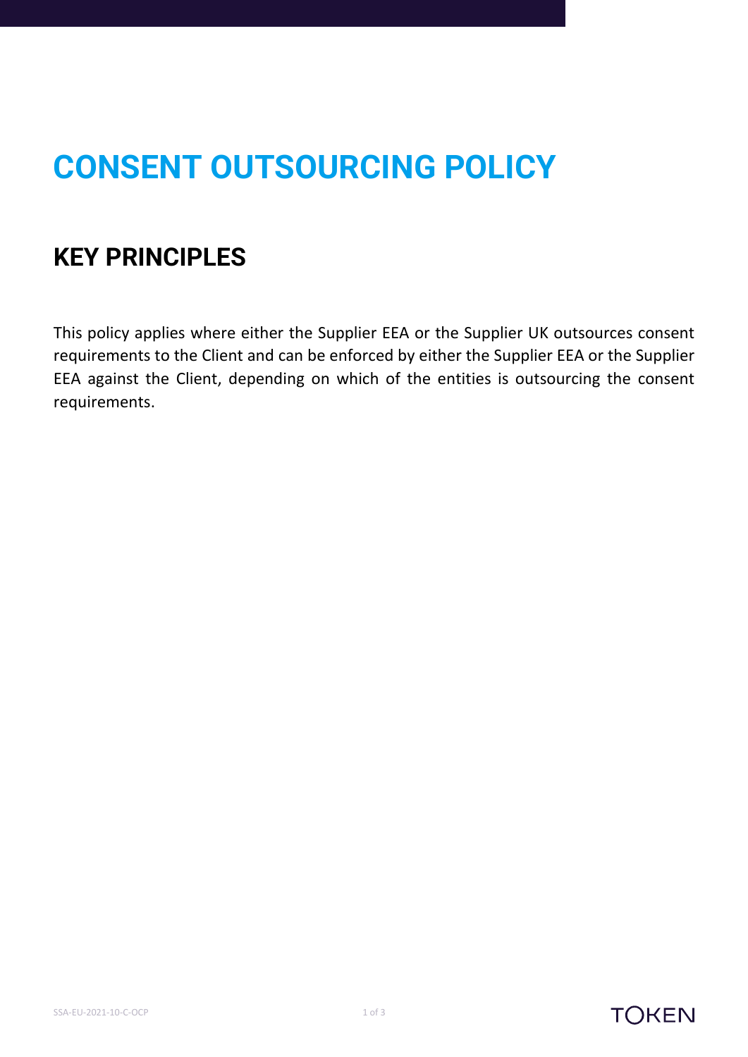# CONSENT OUTSOURCING POLICY

## KEY PRINCIPLES

This policy applies where either the Supplier EEA or the Supplier UK outsources consent requirements to the Client and can be enforced by either the Supplier EEA or the Supplier EEA against the Client, depending on which of the entities is outsourcing the consent requirements.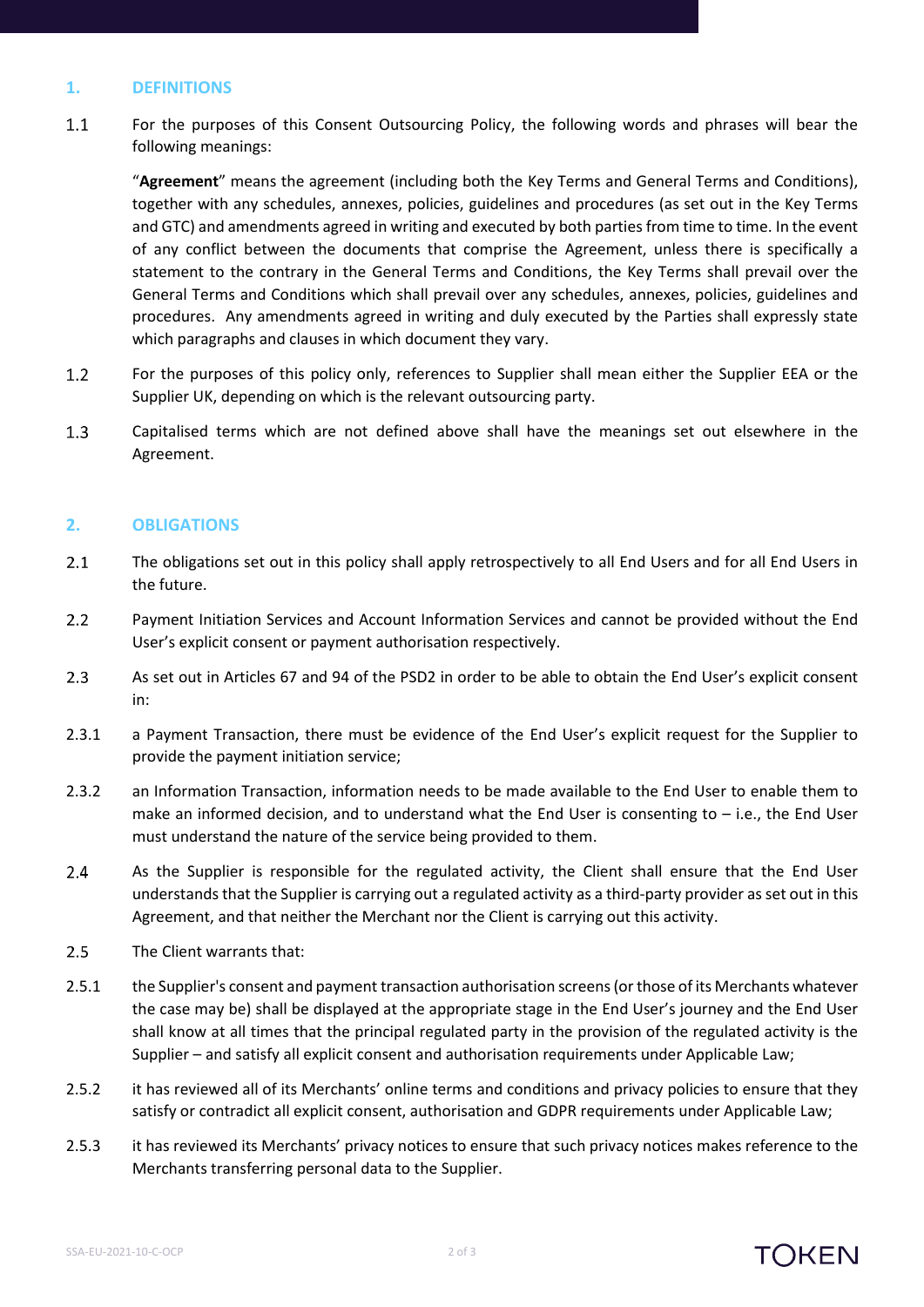## 1. DEFINITIONS

1.1 For the purposes of this Consent Outsourcing Policy, the following words and phrases will bear the following meanings:

"**Agreement**" means the agreement (including both the Key Terms and General Terms and Conditions), together with any schedules, annexes, policies, guidelines and procedures (as set out in the Key Terms and GTC) and amendments agreed in writing and executed by both parties from time to time. In the event of any conflict between the documents that comprise the Agreement, unless there is specifically a statement to the contrary in the General Terms and Conditions, the Key Terms shall prevail over the General Terms and Conditions which shall prevail over any schedules, annexes, policies, guidelines and procedures. Any amendments agreed in writing and duly executed by the Parties shall expressly state which paragraphs and clauses in which document they vary.

1.2 For the purposes of this policy only, references to Supplier shall mean either the Supplier EEA or the Supplier UK, depending on which is the relevant outsourcing party.

1.3 Capitalised terms which are not defined above shall have the meanings set out elsewhere in the Agreement.

## 2. OBLIGATIONS

2.1 The obligations set out in this policy shall apply retrospectively to all End Users and for all End Users in the future.

2.2 Payment Initiation Services and Account Information Services and cannot be provided without the End User's explicit consent or payment authorisation respectively.

2.3 As set out in Articles 67 and 94 of the PSD2 in order to be able to obtain the End User's explicit consent in:

2.3.1 a Payment Transaction, there must be evidence of the End User's explicit request for the Supplier to provide the payment initiation service;

2.3.2 an Information Transaction, information needs to be made available to the End User to enable them to make an informed decision, and to understand what the End User is consenting to – i.e., the End User must understand the nature of the service being provided to them.

2.4 As the Supplier is responsible for the regulated activity, the Client shall ensure that the End User understands that the Supplier is carrying out a regulated activity as a third-party provider as set out in this Agreement, and that neither the Merchant nor the Client is carrying out this activity.

2.5 The Client warrants that:

2.5.1 the Supplier's consent and payment transaction authorisation screens (or those of its Merchants whatever the case may be) shall be displayed at the appropriate stage in the End User's journey and the End User shall know at all times that the principal regulated party in the provision of the regulated activity is the Supplier – and satisfy all explicit consent and authorisation requirements under Applicable Law;

2.5.2 it has reviewed all of its Merchants' online terms and conditions and privacy policies to ensure that they satisfy or contradict all explicit consent, authorisation and GDPR requirements under Applicable Law;

2.5.3 it has reviewed its Merchants' privacy notices to ensure that such privacy notices makes reference to the Merchants transferring personal data to the Supplier.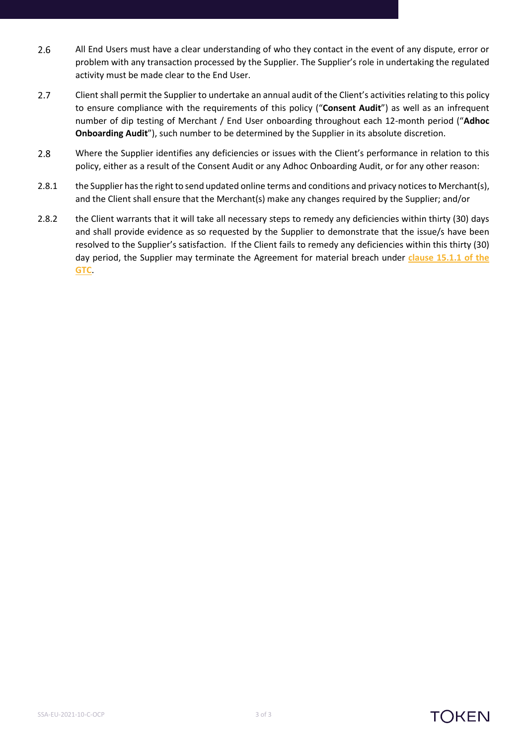2.6 All End Users must have a clear understanding of who they contact in the event of any dispute, error or problem with any transaction processed by the Supplier. The Supplier's role in undertaking the regulated activity must be made clear to the End User.

2.7 Client shall permit the Supplier to undertake an annual audit of the Client's activities relating to this policy to ensure compliance with the requirements of this policy ("**Consent Audit**") as well as an infrequent number of dip testing of Merchant / End User onboarding throughout each 12-month period ("**Adhoc Onboarding Audit**"), such number to be determined by the Supplier in its absolute discretion.

2.8 Where the Supplier identifies any deficiencies or issues with the Client's performance in relation to this policy, either as a result of the Consent Audit or any Adhoc Onboarding Audit, or for any other reason:

2.8.1 the Supplier has the right to send updated online terms and conditions and privacy notices to Merchant(s), and the Client shall ensure that the Merchant(s) make any changes required by the Supplier; and/or

2.8.2 the Client warrants that it will take all necessary steps to remedy any deficiencies within thirty (30) days and shall provide evidence as so requested by the Supplier to demonstrate that the issue/s have been resolved to the Supplier's satisfaction. If the Client fails to remedy any deficiencies within this thirty (30) day period, the Supplier may terminate the Agreement for material breach under **clause 15.1.1 of the GTC**.